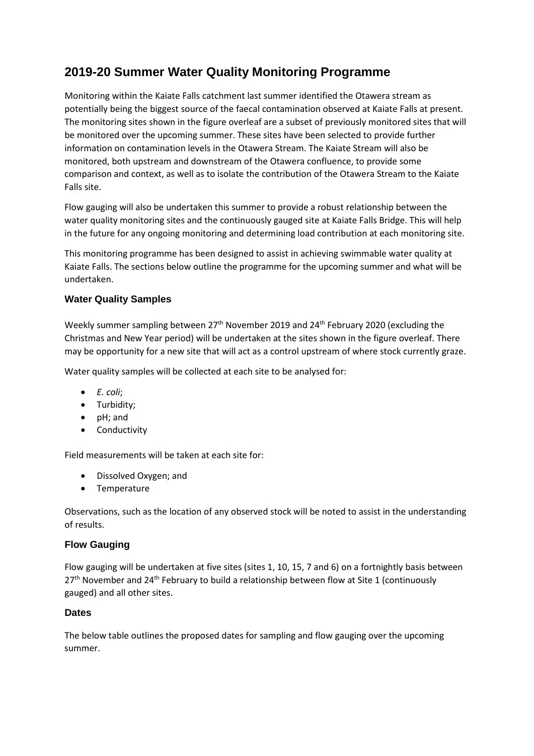# 2019-20 Summer Water Quality Monitoring Programme

Monitoring within the Kaiate Falls catchment last summer identified the Otawera stream as potentially being the biggest source of the faecal contamination observed at Kaiate Falls at present. The monitoring sites shown in the figure overleaf are a subset of previously monitored sites that will be monitored over the upcoming summer. These sites have been selected to provide further information on contamination levels in the Otawera Stream. The Kaiate Stream will also be monitored, both upstream and downstream of the Otawera confluence, to provide some comparison and context, as well as to isolate the contribution of the Otawera Stream to the Kaiate Falls site.

Flow gauging will also be undertaken this summer to provide a robust relationship between the water quality monitoring sites and the continuously gauged site at Kaiate Falls Bridge. This will help in the future for any ongoing monitoring and determining load contribution at each monitoring site.

This monitoring programme has been designed to assist in achieving swimmable water quality at Kaiate Falls. The sections below outline the programme for the upcoming summer and what will be undertaken.

### Water Quality Samples

Weekly summer sampling between 27th November 2019 and 24th February 2020 (excluding the Christmas and New Year period) will be undertaken at the sites shown in the figure overleaf. There may be opportunity for a new site that will act as a control upstream of where stock currently graze.

Water quality samples will be collected at each site to be analysed for:

- *E. coli*;
- Turbidity;
- pH; and
- Conductivity

Field measurements will be taken at each site for:

- Dissolved Oxygen; and
- Temperature

Observations, such as the location of any observed stock will be noted to assist in the understanding of results.

### Flow Gauging

Flow gauging will be undertaken at five sites (sites 1, 10, 15, 7 and 6) on a fortnightly basis between 27th November and 24th February to build a relationship between flow at Site 1 (continuously gauged) and all other sites.

#### Dates

The below table outlines the proposed dates for sampling and flow gauging over the upcoming summer.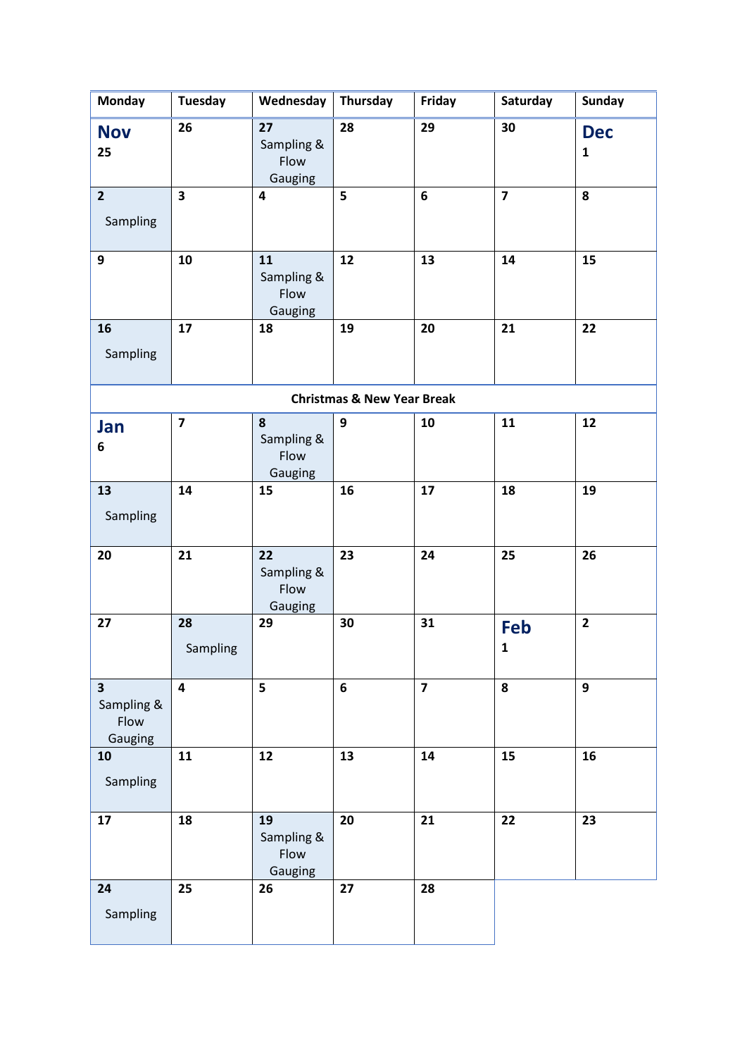| Monday | Tuesday | Wednesday | Thursday | Friday | Saturday | Sunday |
|---|---|---|---|---|---|---|
| **Nov** 25 | 26 | 27 Sampling & Flow Gauging | 28 | 29 | 30 | **Dec** 1 |
| 2 Sampling | 3 | 4 | 5 | 6 | 7 | 8 |
| 9 | 10 | 11 Sampling & Flow Gauging | 12 | 13 | 14 | 15 |
| 16 Sampling | 17 | 18 | 19 | 20 | 21 | 22 |
| **Christmas & New Year Break** | | | | | | |
| **Jan** 6 | 7 | 8 Sampling & Flow Gauging | 9 | 10 | 11 | 12 |
| 13 Sampling | 14 | 15 | 16 | 17 | 18 | 19 |
| 20 | 21 | 22 Sampling & Flow Gauging | 23 | 24 | 25 | 26 |
| 27 | 28 Sampling | 29 | 30 | 31 | **Feb** 1 | 2 |
| 3 Sampling & Flow Gauging | 4 | 5 | 6 | 7 | 8 | 9 |
| 10 Sampling | 11 | 12 | 13 | 14 | 15 | 16 |
| 17 | 18 | 19 Sampling & Flow Gauging | 20 | 21 | 22 | 23 |
| 24 Sampling | 25 | 26 | 27 | 28 | | |